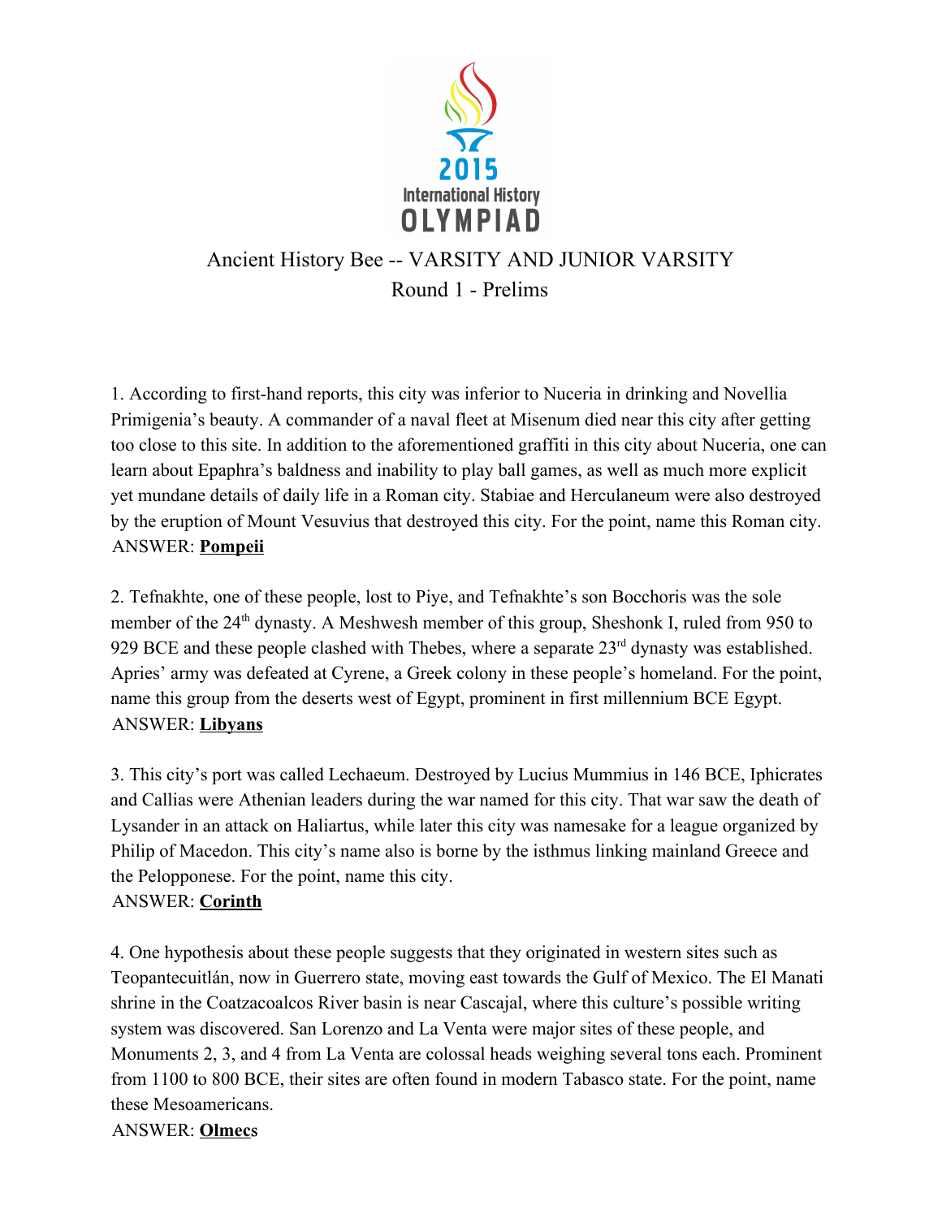# Ancient History Bee -- VARSITY AND JUNIOR VARSITY
## Round 1 - Prelims

1. According to first-hand reports, this city was inferior to Nuceria in drinking and Novellia Primigenia's beauty. A commander of a naval fleet at Misenum died near this city after getting too close to this site. In addition to the aforementioned graffiti in this city about Nuceria, one can learn about Epaphra's baldness and inability to play ball games, as well as much more explicit yet mundane details of daily life in a Roman city. Stabiae and Herculaneum were also destroyed by the eruption of Mount Vesuvius that destroyed this city. For the point, name this Roman city.
ANSWER: **Pompeii**

2. Tefnakhte, one of these people, lost to Piye, and Tefnakhte's son Bocchoris was the sole member of the 24th dynasty. A Meshwesh member of this group, Sheshonk I, ruled from 950 to 929 BCE and these people clashed with Thebes, where a separate 23rd dynasty was established. Apries' army was defeated at Cyrene, a Greek colony in these people's homeland. For the point, name this group from the deserts west of Egypt, prominent in first millennium BCE Egypt.
ANSWER: **Libyans**

3. This city's port was called Lechaeum. Destroyed by Lucius Mummius in 146 BCE, Iphicrates and Callias were Athenian leaders during the war named for this city. That war saw the death of Lysander in an attack on Haliartus, while later this city was namesake for a league organized by Philip of Macedon. This city's name also is borne by the isthmus linking mainland Greece and the Peloponnese. For the point, name this city.
ANSWER: **Corinth**

4. One hypothesis about these people suggests that they originated in western sites such as Teopantecuitlán, now in Guerrero state, moving east towards the Gulf of Mexico. The El Manati shrine in the Coatzacoalcos River basin is near Cascajal, where this culture's possible writing system was discovered. San Lorenzo and La Venta were major sites of these people, and Monuments 2, 3, and 4 from La Venta are colossal heads weighing several tons each. Prominent from 1100 to 800 BCE, their sites are often found in modern Tabasco state. For the point, name these Mesoamericans.
ANSWER: **Olmec**s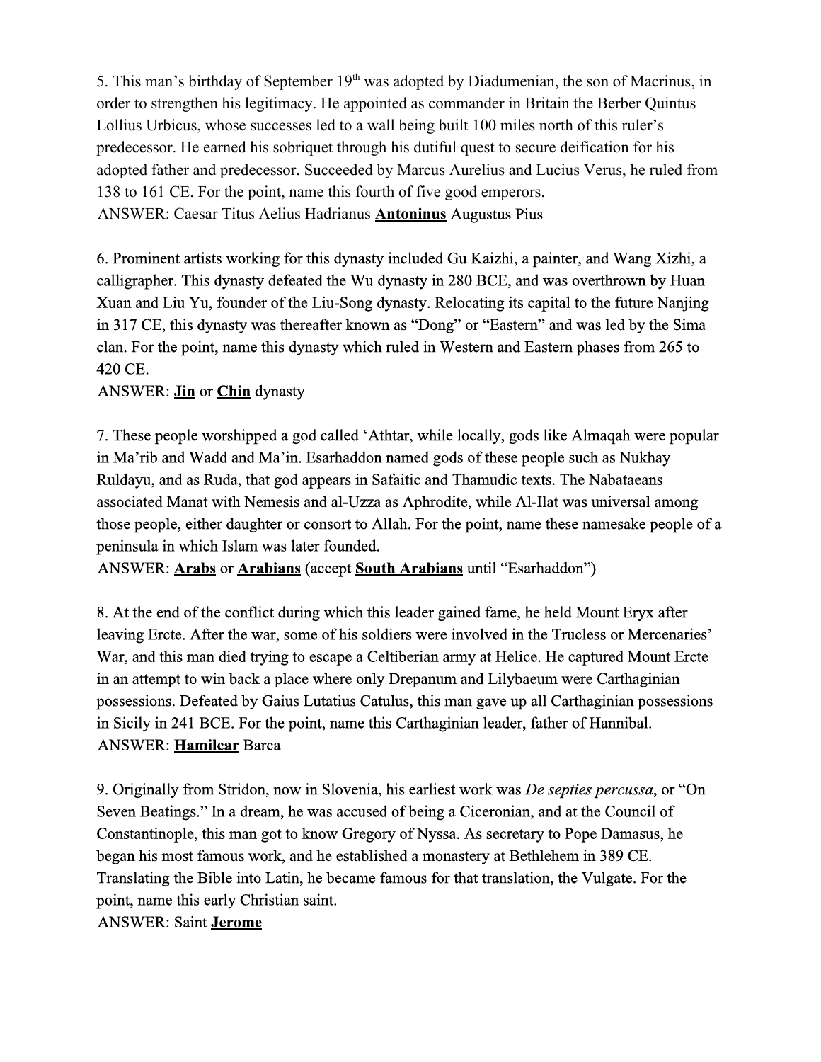5. This man's birthday of September 19th was adopted by Diadumenian, the son of Macrinus, in order to strengthen his legitimacy. He appointed as commander in Britain the Berber Quintus Lollius Urbicus, whose successes led to a wall being built 100 miles north of this ruler's predecessor. He earned his sobriquet through his dutiful quest to secure deification for his adopted father and predecessor. Succeeded by Marcus Aurelius and Lucius Verus, he ruled from 138 to 161 CE. For the point, name this fourth of five good emperors.
ANSWER: Caesar Titus Aelius Hadrianus **Antoninus** Augustus Pius

6. Prominent artists working for this dynasty included Gu Kaizhi, a painter, and Wang Xizhi, a calligrapher. This dynasty defeated the Wu dynasty in 280 BCE, and was overthrown by Huan Xuan and Liu Yu, founder of the Liu-Song dynasty. Relocating its capital to the future Nanjing in 317 CE, this dynasty was thereafter known as "Dong" or "Eastern" and was led by the Sima clan. For the point, name this dynasty which ruled in Western and Eastern phases from 265 to 420 CE.
ANSWER: **Jin** or **Chin** dynasty

7. These people worshipped a god called 'Athtar, while locally, gods like Almaqah were popular in Ma'rib and Wadd and Ma'in. Esarhaddon named gods of these people such as Nukhay Ruldayu, and as Ruda, that god appears in Safaitic and Thamudic texts. The Nabataeans associated Manat with Nemesis and al-Uzza as Aphrodite, while Al-Ilat was universal among those people, either daughter or consort to Allah. For the point, name these namesake people of a peninsula in which Islam was later founded.
ANSWER: **Arabs** or **Arabians** (accept **South Arabians** until "Esarhaddon")

8. At the end of the conflict during which this leader gained fame, he held Mount Eryx after leaving Ercte. After the war, some of his soldiers were involved in the Truceless or Mercenaries' War, and this man died trying to escape a Celtiberian army at Helice. He captured Mount Ercte in an attempt to win back a place where only Drepanum and Lilybaeum were Carthaginian possessions. Defeated by Gaius Lutatius Catulus, this man gave up all Carthaginian possessions in Sicily in 241 BCE. For the point, name this Carthaginian leader, father of Hannibal.
ANSWER: **Hamilcar** Barca

9. Originally from Stridon, now in Slovenia, his earliest work was *De septies percussa*, or "On Seven Beatings." In a dream, he was accused of being a Ciceronian, and at the Council of Constantinople, this man got to know Gregory of Nyssa. As secretary to Pope Damasus, he began his most famous work, and he established a monastery at Bethlehem in 389 CE. Translating the Bible into Latin, he became famous for that translation, the Vulgate. For the point, name this early Christian saint.
ANSWER: Saint **Jerome**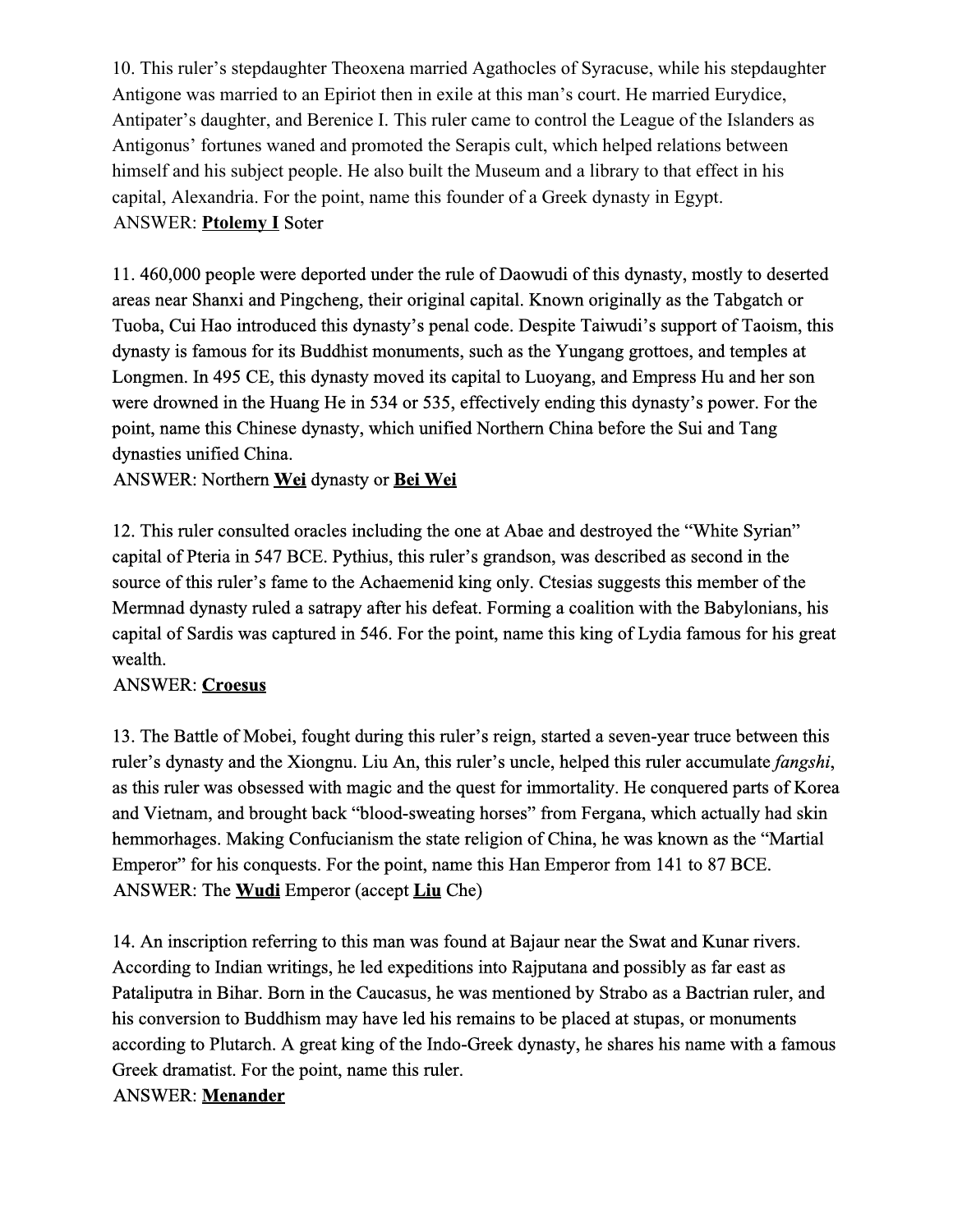10. This ruler's stepdaughter Theoxena married Agathocles of Syracuse, while his stepdaughter Antigone was married to an Epiriot then in exile at this man's court. He married Eurydice, Antipater's daughter, and Berenice I. This ruler came to control the League of the Islanders as Antigonus' fortunes waned and promoted the Serapis cult, which helped relations between himself and his subject people. He also built the Museum and a library to that effect in his capital, Alexandria. For the point, name this founder of a Greek dynasty in Egypt.
ANSWER: **Ptolemy I** Soter

11. 460,000 people were deported under the rule of Daowudi of this dynasty, mostly to deserted areas near Shanxi and Pingcheng, their original capital. Known originally as the Tabgatch or Tuoba, Cui Hao introduced this dynasty's penal code. Despite Taiwudi's support of Taoism, this dynasty is famous for its Buddhist monuments, such as the Yungang grottoes, and temples at Longmen. In 495 CE, this dynasty moved its capital to Luoyang, and Empress Hu and her son were drowned in the Huang He in 534 or 535, effectively ending this dynasty's power. For the point, name this Chinese dynasty, which unified Northern China before the Sui and Tang dynasties unified China.
ANSWER: Northern **Wei** dynasty or **Bei Wei**

12. This ruler consulted oracles including the one at Abae and destroyed the "White Syrian" capital of Pteria in 547 BCE. Pythius, this ruler's grandson, was described as second in the source of this ruler's fame to the Achaemenid king only. Ctesias suggests this member of the Mermnad dynasty ruled a satrapy after his defeat. Forming a coalition with the Babylonians, his capital of Sardis was captured in 546. For the point, name this king of Lydia famous for his great wealth.
ANSWER: **Croesus**

13. The Battle of Mobei, fought during this ruler's reign, started a seven-year truce between this ruler's dynasty and the Xiongnu. Liu An, this ruler's uncle, helped this ruler accumulate *fangshi*, as this ruler was obsessed with magic and the quest for immortality. He conquered parts of Korea and Vietnam, and brought back "blood-sweating horses" from Fergana, which actually had skin hemmorhages. Making Confucianism the state religion of China, he was known as the "Martial Emperor" for his conquests. For the point, name this Han Emperor from 141 to 87 BCE.
ANSWER: The **Wudi** Emperor (accept **Liu** Che)

14. An inscription referring to this man was found at Bajaur near the Swat and Kunar rivers. According to Indian writings, he led expeditions into Rajputana and possibly as far east as Pataliputra in Bihar. Born in the Caucasus, he was mentioned by Strabo as a Bactrian ruler, and his conversion to Buddhism may have led his remains to be placed at stupas, or monuments according to Plutarch. A great king of the Indo-Greek dynasty, he shares his name with a famous Greek dramatist. For the point, name this ruler.
ANSWER: **Menander**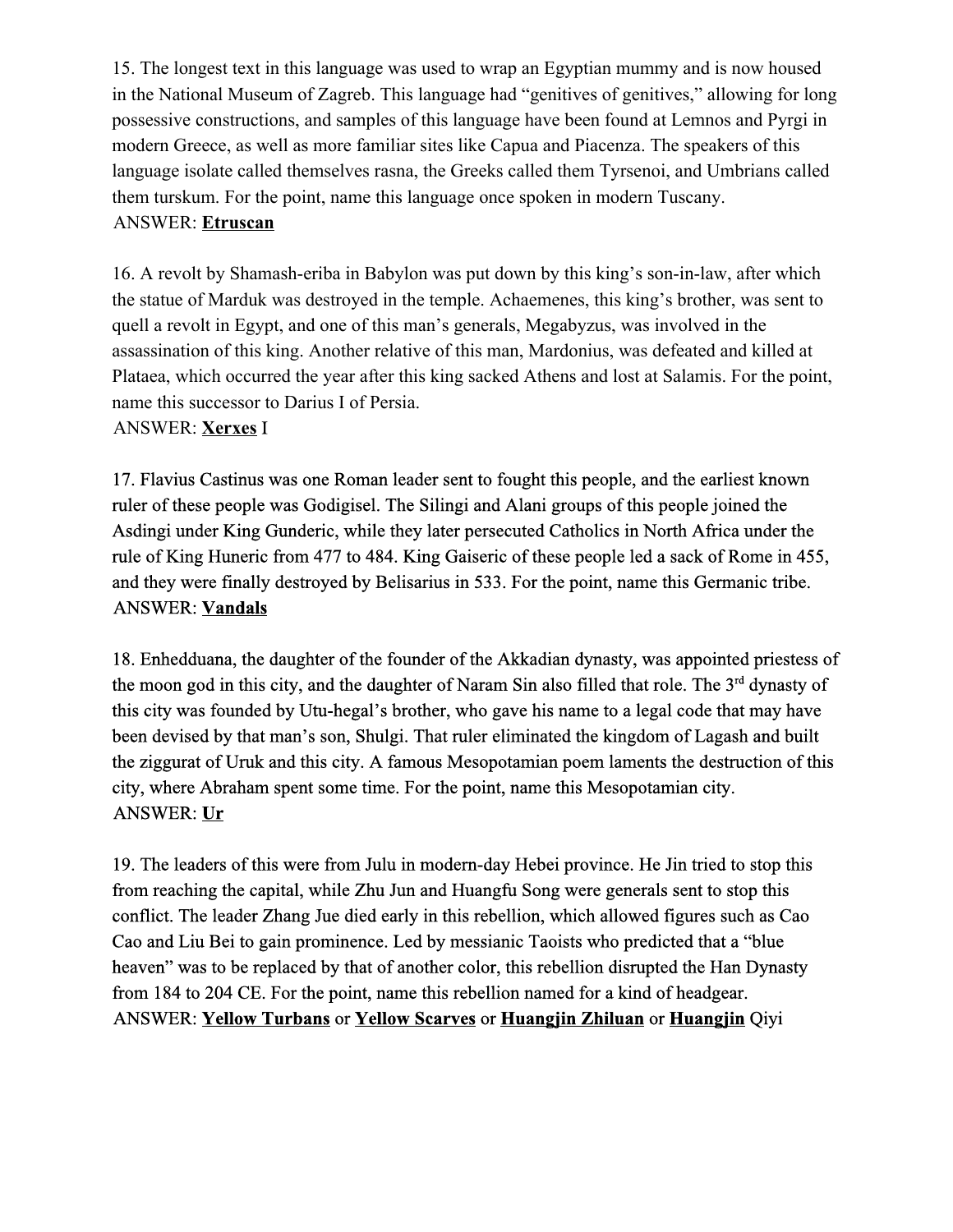15. The longest text in this language was used to wrap an Egyptian mummy and is now housed in the National Museum of Zagreb. This language had "genitives of genitives," allowing for long possessive constructions, and samples of this language have been found at Lemnos and Pyrgi in modern Greece, as well as more familiar sites like Capua and Piacenza. The speakers of this language isolate called themselves rasna, the Greeks called them Tyrsenoi, and Umbrians called them turskum. For the point, name this language once spoken in modern Tuscany.
ANSWER: **Etruscan**

16. A revolt by Shamash-eriba in Babylon was put down by this king's son-in-law, after which the statue of Marduk was destroyed in the temple. Achaemenes, this king's brother, was sent to quell a revolt in Egypt, and one of this man's generals, Megabyzus, was involved in the assassination of this king. Another relative of this man, Mardonius, was defeated and killed at Plataea, which occurred the year after this king sacked Athens and lost at Salamis. For the point, name this successor to Darius I of Persia.
ANSWER: **Xerxes** I

17. Flavius Castinus was one Roman leader sent to fought this people, and the earliest known ruler of these people was Godigisel. The Silingi and Alani groups of this people joined the Asdingi under King Gunderic, while they later persecuted Catholics in North Africa under the rule of King Huneric from 477 to 484. King Gaiseric of these people led a sack of Rome in 455, and they were finally destroyed by Belisarius in 533. For the point, name this Germanic tribe.
ANSWER: **Vandals**

18. Enhedduana, the daughter of the founder of the Akkadian dynasty, was appointed priestess of the moon god in this city, and the daughter of Naram Sin also filled that role. The 3rd dynasty of this city was founded by Utu-hegal's brother, who gave his name to a legal code that may have been devised by that man's son, Shulgi. That ruler eliminated the kingdom of Lagash and built the ziggurat of Uruk and this city. A famous Mesopotamian poem laments the destruction of this city, where Abraham spent some time. For the point, name this Mesopotamian city.
ANSWER: **Ur**

19. The leaders of this were from Julu in modern-day Hebei province. He Jin tried to stop this from reaching the capital, while Zhu Jun and Huangfu Song were generals sent to stop this conflict. The leader Zhang Jue died early in this rebellion, which allowed figures such as Cao Cao and Liu Bei to gain prominence. Led by messianic Taoists who predicted that a "blue heaven" was to be replaced by that of another color, this rebellion disrupted the Han Dynasty from 184 to 204 CE. For the point, name this rebellion named for a kind of headgear.
ANSWER: **Yellow Turbans** or **Yellow Scarves** or **Huangjin Zhiluan** or **Huangjin** Qiyi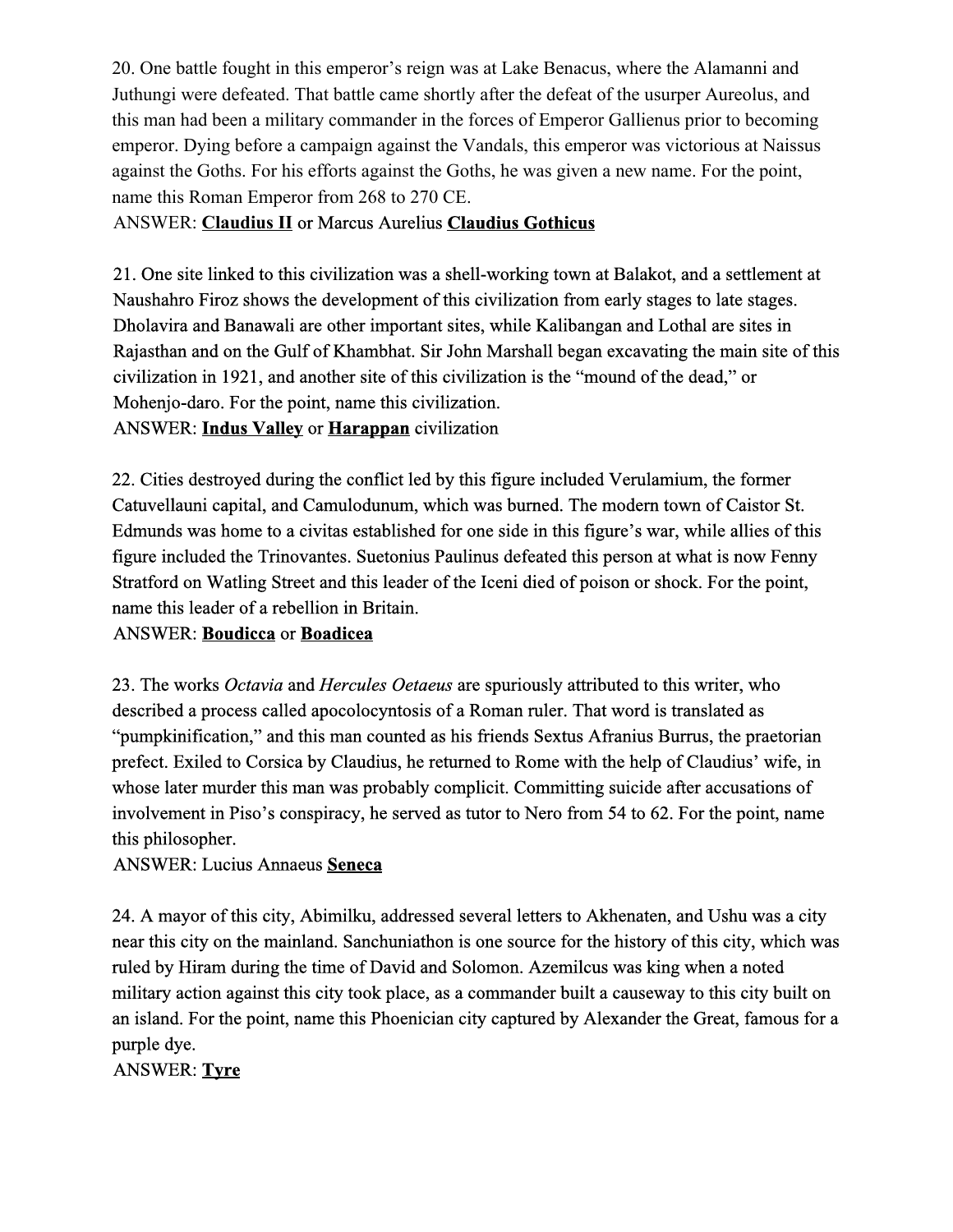20. One battle fought in this emperor's reign was at Lake Benacus, where the Alamanni and Juthungi were defeated. That battle came shortly after the defeat of the usurper Aureolus, and this man had been a military commander in the forces of Emperor Gallienus prior to becoming emperor. Dying before a campaign against the Vandals, this emperor was victorious at Naissus against the Goths. For his efforts against the Goths, he was given a new name. For the point, name this Roman Emperor from 268 to 270 CE.

ANSWER: **Claudius II** or Marcus Aurelius **Claudius Gothicus**

21. One site linked to this civilization was a shell-working town at Balakot, and a settlement at Naushahro Firoz shows the development of this civilization from early stages to late stages. Dholavira and Banawali are other important sites, while Kalibangan and Lothal are sites in Rajasthan and on the Gulf of Khambhat. Sir John Marshall began excavating the main site of this civilization in 1921, and another site of this civilization is the "mound of the dead," or Mohenjo-daro. For the point, name this civilization.

ANSWER: **Indus Valley** or **Harappan** civilization

22. Cities destroyed during the conflict led by this figure included Verulamium, the former Catuvellauni capital, and Camulodunum, which was burned. The modern town of Caistor St. Edmunds was home to a civitas established for one side in this figure's war, while allies of this figure included the Trinovantes. Suetonius Paulinus defeated this person at what is now Fenny Stratford on Watling Street and this leader of the Iceni died of poison or shock. For the point, name this leader of a rebellion in Britain.

ANSWER: **Boudicca** or **Boadicea**

23. The works *Octavia* and *Hercules Oetaeus* are spuriously attributed to this writer, who described a process called apocolocyntosis of a Roman ruler. That word is translated as "pumpkinification," and this man counted as his friends Sextus Afranius Burrus, the praetorian prefect. Exiled to Corsica by Claudius, he returned to Rome with the help of Claudius' wife, in whose later murder this man was probably complicit. Committing suicide after accusations of involvement in Piso's conspiracy, he served as tutor to Nero from 54 to 62. For the point, name this philosopher.

ANSWER: Lucius Annaeus **Seneca**

24. A mayor of this city, Abimilku, addressed several letters to Akhenaten, and Ushu was a city near this city on the mainland. Sanchuniathon is one source for the history of this city, which was ruled by Hiram during the time of David and Solomon. Azemilcus was king when a noted military action against this city took place, as a commander built a causeway to this city built on an island. For the point, name this Phoenician city captured by Alexander the Great, famous for a purple dye.

ANSWER: **Tyre**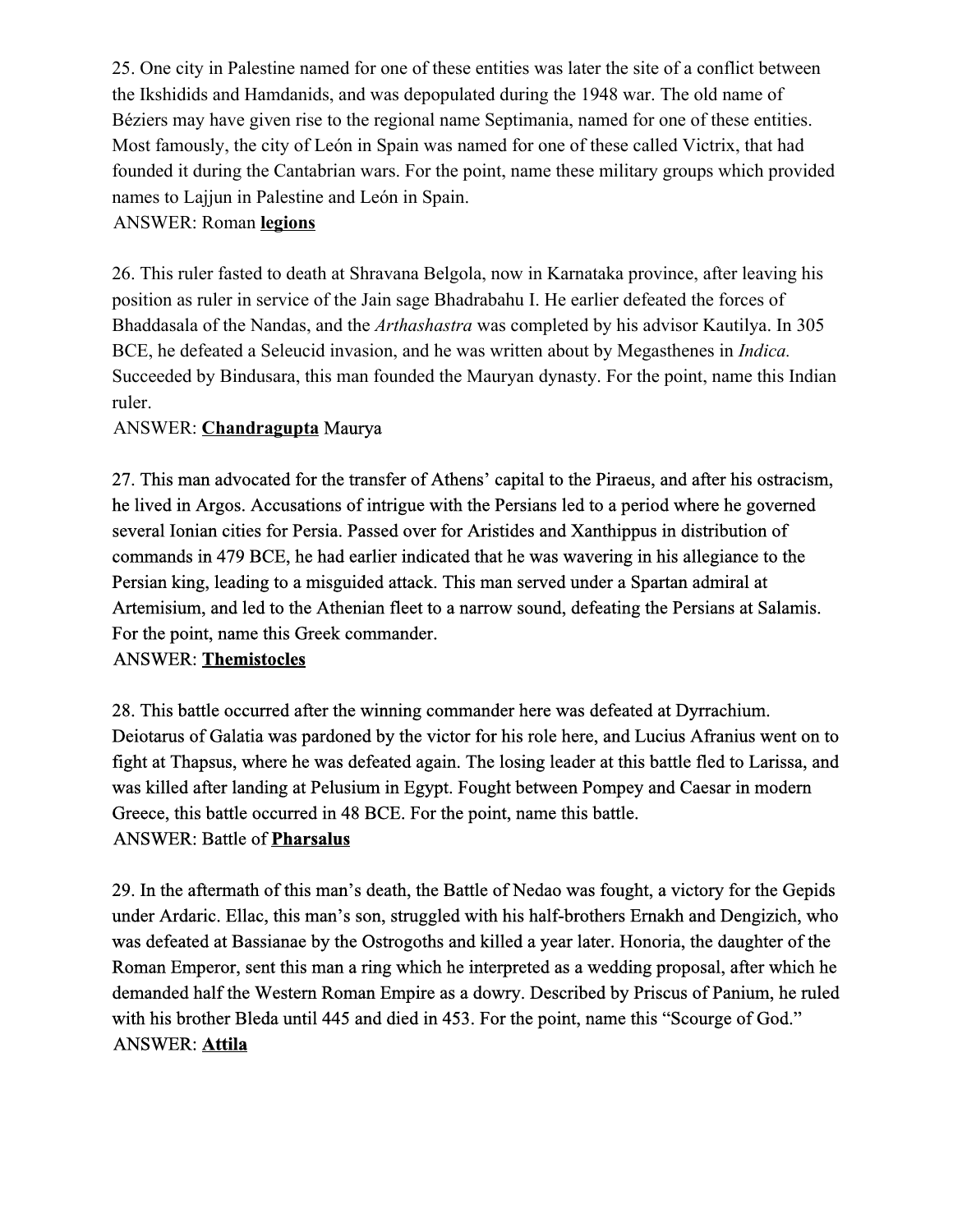25. One city in Palestine named for one of these entities was later the site of a conflict between the Ikshidids and Hamdanids, and was depopulated during the 1948 war. The old name of Béziers may have given rise to the regional name Septimania, named for one of these entities. Most famously, the city of León in Spain was named for one of these called Victrix, that had founded it during the Cantabrian wars. For the point, name these military groups which provided names to Lajjun in Palestine and León in Spain.
ANSWER: Roman **legions**

26. This ruler fasted to death at Shravana Belgola, now in Karnataka province, after leaving his position as ruler in service of the Jain sage Bhadrabahu I. He earlier defeated the forces of Bhaddasala of the Nandas, and the *Arthashastra* was completed by his advisor Kautilya. In 305 BCE, he defeated a Seleucid invasion, and he was written about by Megasthenes in *Indica.* Succeeded by Bindusara, this man founded the Mauryan dynasty. For the point, name this Indian ruler.
ANSWER: **Chandragupta** Maurya

27. This man advocated for the transfer of Athens' capital to the Piraeus, and after his ostracism, he lived in Argos. Accusations of intrigue with the Persians led to a period where he governed several Ionian cities for Persia. Passed over for Aristides and Xanthippus in distribution of commands in 479 BCE, he had earlier indicated that he was wavering in his allegiance to the Persian king, leading to a misguided attack. This man served under a Spartan admiral at Artemisium, and led to the Athenian fleet to a narrow sound, defeating the Persians at Salamis. For the point, name this Greek commander.
ANSWER: **Themistocles**

28. This battle occurred after the winning commander here was defeated at Dyrrachium. Deiotarus of Galatia was pardoned by the victor for his role here, and Lucius Afranius went on to fight at Thapsus, where he was defeated again. The losing leader at this battle fled to Larissa, and was killed after landing at Pelusium in Egypt. Fought between Pompey and Caesar in modern Greece, this battle occurred in 48 BCE. For the point, name this battle.
ANSWER: Battle of **Pharsalus**

29. In the aftermath of this man's death, the Battle of Nedao was fought, a victory for the Gepids under Ardaric. Ellac, this man's son, struggled with his half-brothers Ernakh and Dengizich, who was defeated at Bassianae by the Ostrogoths and killed a year later. Honoria, the daughter of the Roman Emperor, sent this man a ring which he interpreted as a wedding proposal, after which he demanded half the Western Roman Empire as a dowry. Described by Priscus of Panium, he ruled with his brother Bleda until 445 and died in 453. For the point, name this "Scourge of God."
ANSWER: **Attila**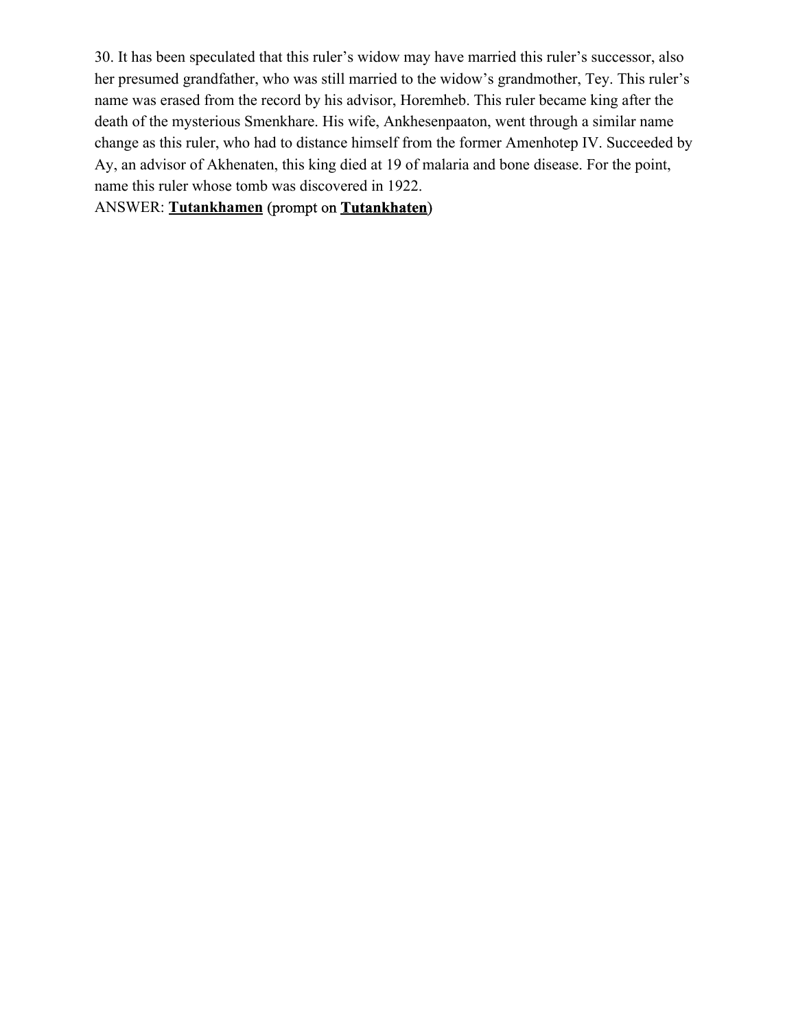30. It has been speculated that this ruler's widow may have married this ruler's successor, also her presumed grandfather, who was still married to the widow's grandmother, Tey. This ruler's name was erased from the record by his advisor, Horemheb. This ruler became king after the death of the mysterious Smenkhare. His wife, Ankhesenpaaton, went through a similar name change as this ruler, who had to distance himself from the former Amenhotep IV. Succeeded by Ay, an advisor of Akhenaten, this king died at 19 of malaria and bone disease. For the point, name this ruler whose tomb was discovered in 1922.

ANSWER: **Tutankhamen** (prompt on **Tutankhaten**)